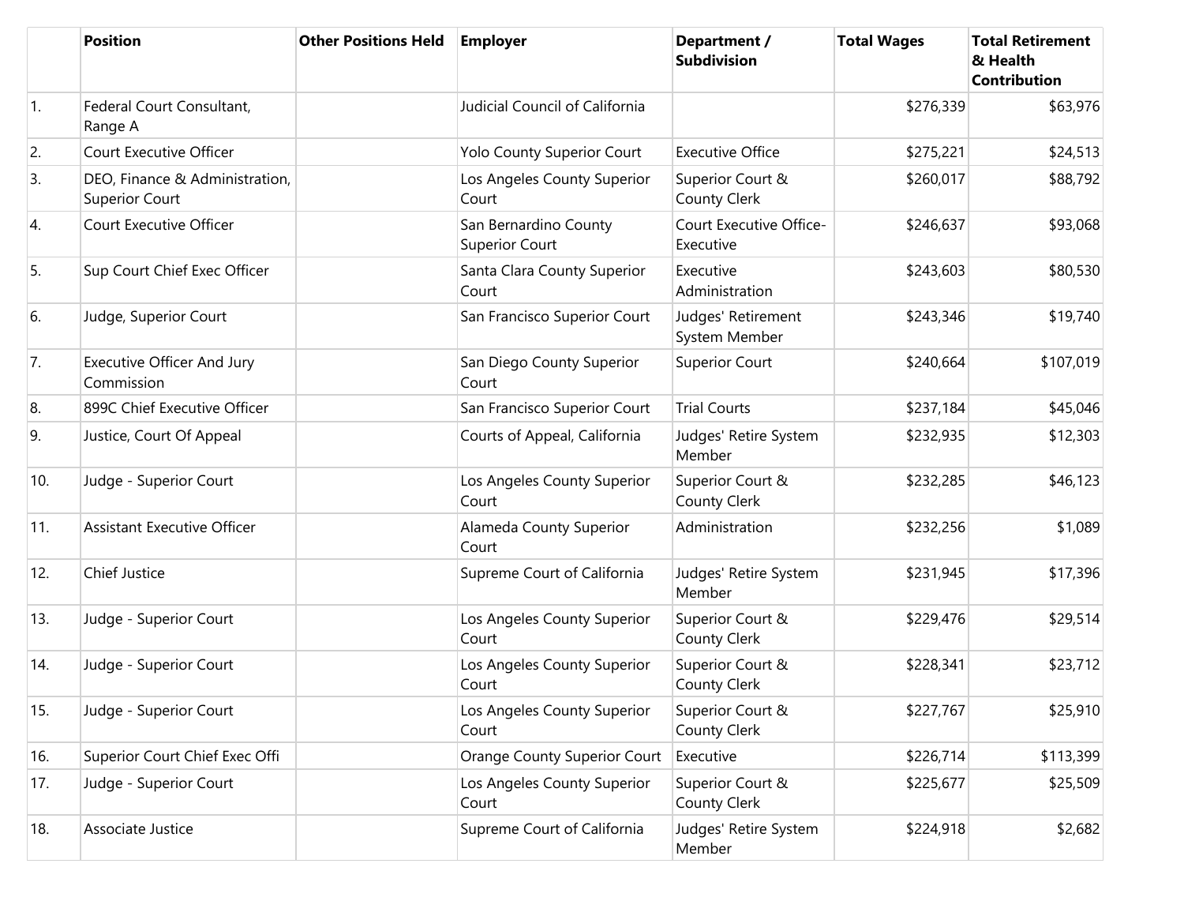| | Position | Other Positions Held | Employer | Department / Subdivision | Total Wages | Total Retirement & Health Contribution |
|---|---|---|---|---|---|---|
| 1. | Federal Court Consultant, Range A | | Judicial Council of California | | $276,339 | $63,976 |
| 2. | Court Executive Officer | | Yolo County Superior Court | Executive Office | $275,221 | $24,513 |
| 3. | DEO, Finance & Administration, Superior Court | | Los Angeles County Superior Court | Superior Court & County Clerk | $260,017 | $88,792 |
| 4. | Court Executive Officer | | San Bernardino County Superior Court | Court Executive Office-Executive | $246,637 | $93,068 |
| 5. | Sup Court Chief Exec Officer | | Santa Clara County Superior Court | Executive Administration | $243,603 | $80,530 |
| 6. | Judge, Superior Court | | San Francisco Superior Court | Judges' Retirement System Member | $243,346 | $19,740 |
| 7. | Executive Officer And Jury Commission | | San Diego County Superior Court | Superior Court | $240,664 | $107,019 |
| 8. | 899C Chief Executive Officer | | San Francisco Superior Court | Trial Courts | $237,184 | $45,046 |
| 9. | Justice, Court Of Appeal | | Courts of Appeal, California | Judges' Retire System Member | $232,935 | $12,303 |
| 10. | Judge - Superior Court | | Los Angeles County Superior Court | Superior Court & County Clerk | $232,285 | $46,123 |
| 11. | Assistant Executive Officer | | Alameda County Superior Court | Administration | $232,256 | $1,089 |
| 12. | Chief Justice | | Supreme Court of California | Judges' Retire System Member | $231,945 | $17,396 |
| 13. | Judge - Superior Court | | Los Angeles County Superior Court | Superior Court & County Clerk | $229,476 | $29,514 |
| 14. | Judge - Superior Court | | Los Angeles County Superior Court | Superior Court & County Clerk | $228,341 | $23,712 |
| 15. | Judge - Superior Court | | Los Angeles County Superior Court | Superior Court & County Clerk | $227,767 | $25,910 |
| 16. | Superior Court Chief Exec Offi | | Orange County Superior Court | Executive | $226,714 | $113,399 |
| 17. | Judge - Superior Court | | Los Angeles County Superior Court | Superior Court & County Clerk | $225,677 | $25,509 |
| 18. | Associate Justice | | Supreme Court of California | Judges' Retire System Member | $224,918 | $2,682 |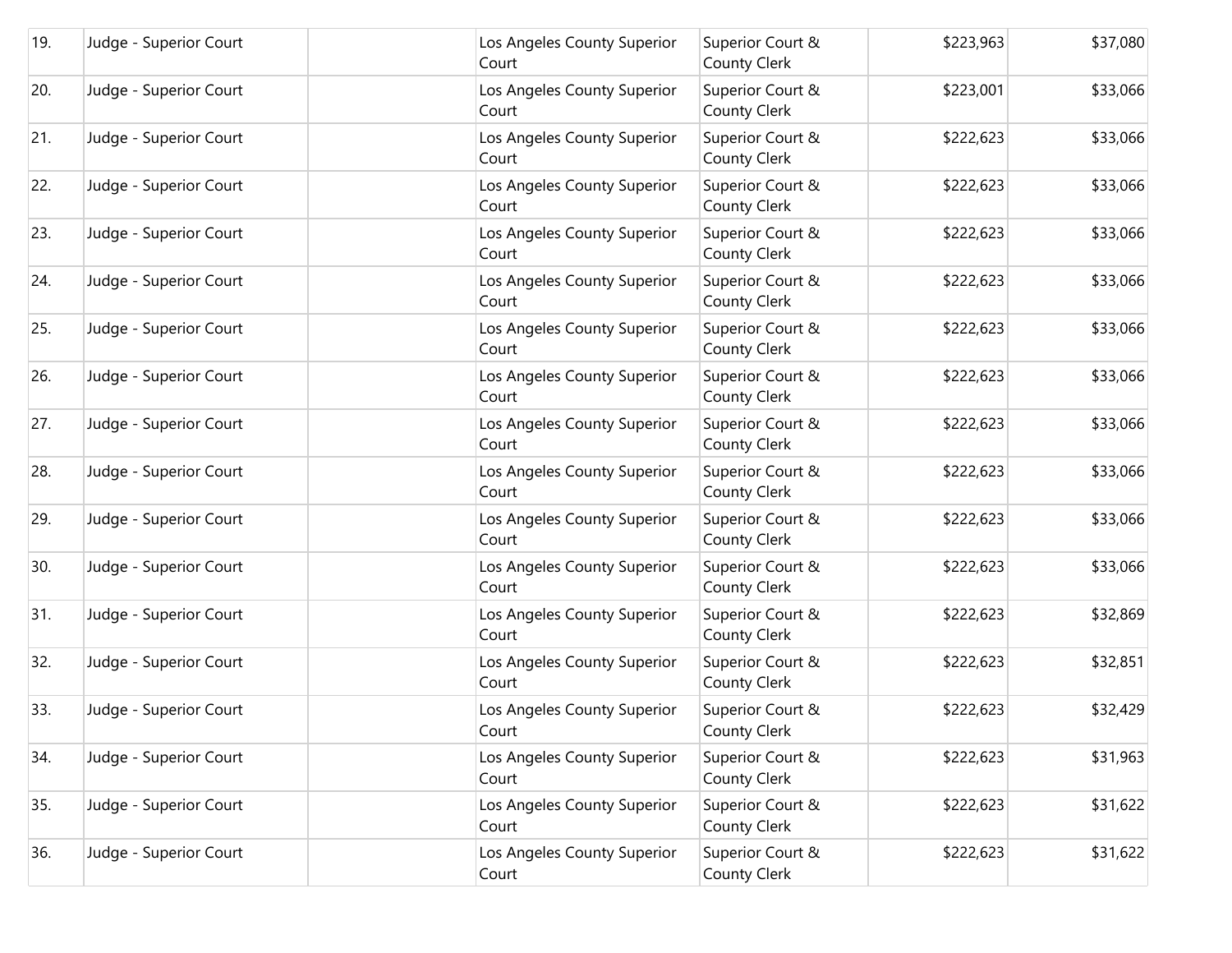| | | | | | | |
|---|---|---|---|---|---|---|
| 19. | Judge - Superior Court | | Los Angeles County Superior Court | Superior Court & County Clerk | $223,963 | $37,080 |
| 20. | Judge - Superior Court | | Los Angeles County Superior Court | Superior Court & County Clerk | $223,001 | $33,066 |
| 21. | Judge - Superior Court | | Los Angeles County Superior Court | Superior Court & County Clerk | $222,623 | $33,066 |
| 22. | Judge - Superior Court | | Los Angeles County Superior Court | Superior Court & County Clerk | $222,623 | $33,066 |
| 23. | Judge - Superior Court | | Los Angeles County Superior Court | Superior Court & County Clerk | $222,623 | $33,066 |
| 24. | Judge - Superior Court | | Los Angeles County Superior Court | Superior Court & County Clerk | $222,623 | $33,066 |
| 25. | Judge - Superior Court | | Los Angeles County Superior Court | Superior Court & County Clerk | $222,623 | $33,066 |
| 26. | Judge - Superior Court | | Los Angeles County Superior Court | Superior Court & County Clerk | $222,623 | $33,066 |
| 27. | Judge - Superior Court | | Los Angeles County Superior Court | Superior Court & County Clerk | $222,623 | $33,066 |
| 28. | Judge - Superior Court | | Los Angeles County Superior Court | Superior Court & County Clerk | $222,623 | $33,066 |
| 29. | Judge - Superior Court | | Los Angeles County Superior Court | Superior Court & County Clerk | $222,623 | $33,066 |
| 30. | Judge - Superior Court | | Los Angeles County Superior Court | Superior Court & County Clerk | $222,623 | $33,066 |
| 31. | Judge - Superior Court | | Los Angeles County Superior Court | Superior Court & County Clerk | $222,623 | $32,869 |
| 32. | Judge - Superior Court | | Los Angeles County Superior Court | Superior Court & County Clerk | $222,623 | $32,851 |
| 33. | Judge - Superior Court | | Los Angeles County Superior Court | Superior Court & County Clerk | $222,623 | $32,429 |
| 34. | Judge - Superior Court | | Los Angeles County Superior Court | Superior Court & County Clerk | $222,623 | $31,963 |
| 35. | Judge - Superior Court | | Los Angeles County Superior Court | Superior Court & County Clerk | $222,623 | $31,622 |
| 36. | Judge - Superior Court | | Los Angeles County Superior Court | Superior Court & County Clerk | $222,623 | $31,622 |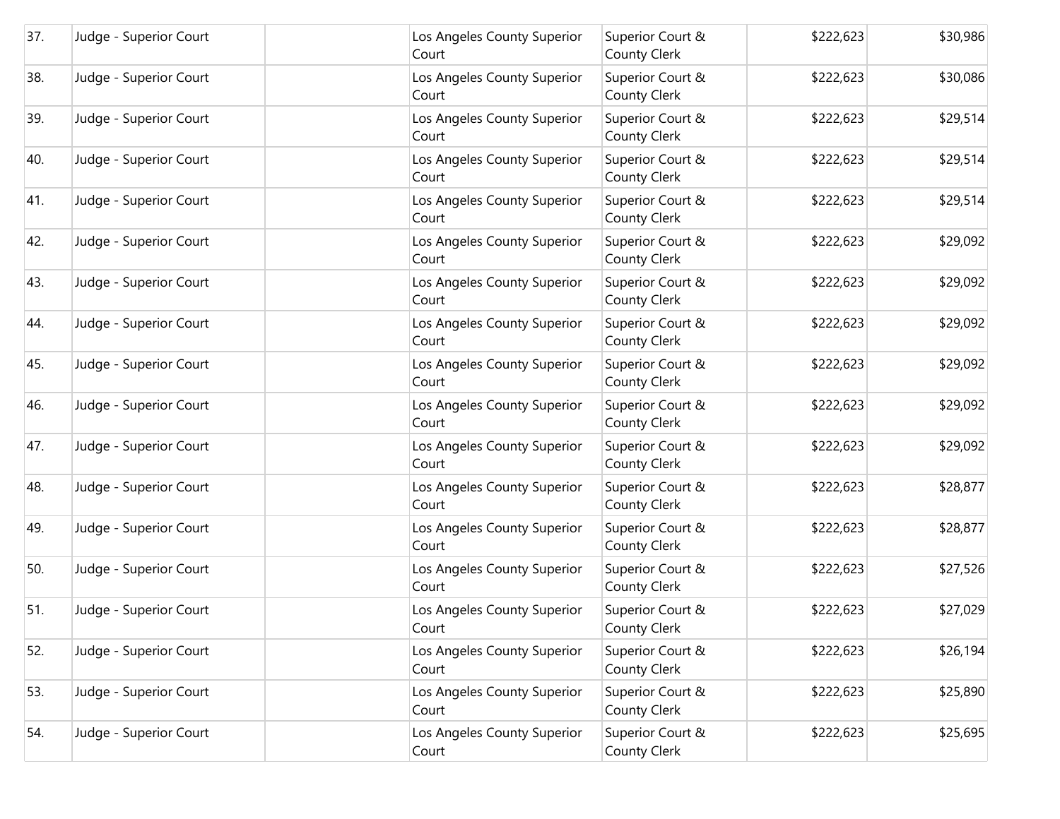| | | | | | | |
|---|---|---|---|---|---|---|
| 37. | Judge - Superior Court | | Los Angeles County Superior Court | Superior Court & County Clerk | $222,623 | $30,986 |
| 38. | Judge - Superior Court | | Los Angeles County Superior Court | Superior Court & County Clerk | $222,623 | $30,086 |
| 39. | Judge - Superior Court | | Los Angeles County Superior Court | Superior Court & County Clerk | $222,623 | $29,514 |
| 40. | Judge - Superior Court | | Los Angeles County Superior Court | Superior Court & County Clerk | $222,623 | $29,514 |
| 41. | Judge - Superior Court | | Los Angeles County Superior Court | Superior Court & County Clerk | $222,623 | $29,514 |
| 42. | Judge - Superior Court | | Los Angeles County Superior Court | Superior Court & County Clerk | $222,623 | $29,092 |
| 43. | Judge - Superior Court | | Los Angeles County Superior Court | Superior Court & County Clerk | $222,623 | $29,092 |
| 44. | Judge - Superior Court | | Los Angeles County Superior Court | Superior Court & County Clerk | $222,623 | $29,092 |
| 45. | Judge - Superior Court | | Los Angeles County Superior Court | Superior Court & County Clerk | $222,623 | $29,092 |
| 46. | Judge - Superior Court | | Los Angeles County Superior Court | Superior Court & County Clerk | $222,623 | $29,092 |
| 47. | Judge - Superior Court | | Los Angeles County Superior Court | Superior Court & County Clerk | $222,623 | $29,092 |
| 48. | Judge - Superior Court | | Los Angeles County Superior Court | Superior Court & County Clerk | $222,623 | $28,877 |
| 49. | Judge - Superior Court | | Los Angeles County Superior Court | Superior Court & County Clerk | $222,623 | $28,877 |
| 50. | Judge - Superior Court | | Los Angeles County Superior Court | Superior Court & County Clerk | $222,623 | $27,526 |
| 51. | Judge - Superior Court | | Los Angeles County Superior Court | Superior Court & County Clerk | $222,623 | $27,029 |
| 52. | Judge - Superior Court | | Los Angeles County Superior Court | Superior Court & County Clerk | $222,623 | $26,194 |
| 53. | Judge - Superior Court | | Los Angeles County Superior Court | Superior Court & County Clerk | $222,623 | $25,890 |
| 54. | Judge - Superior Court | | Los Angeles County Superior Court | Superior Court & County Clerk | $222,623 | $25,695 |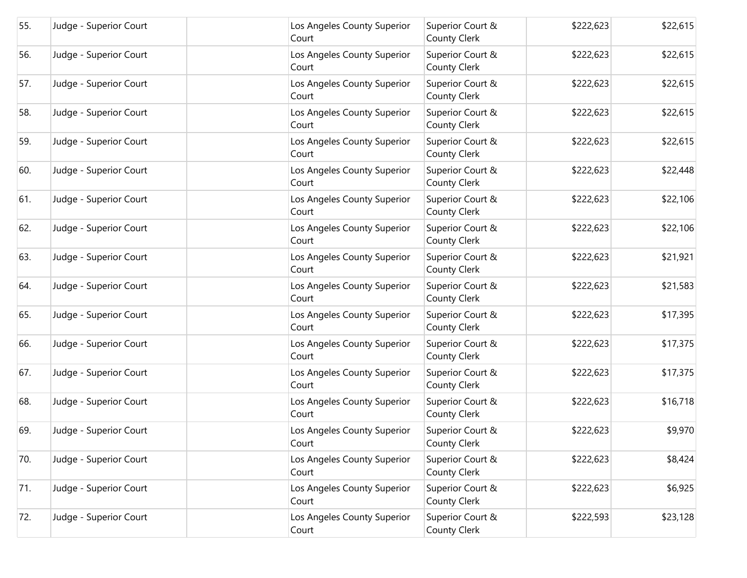| | | | | | | |
|---|---|---|---|---|---|---|
| 55. | Judge - Superior Court | | Los Angeles County Superior Court | Superior Court & County Clerk | $222,623 | $22,615 |
| 56. | Judge - Superior Court | | Los Angeles County Superior Court | Superior Court & County Clerk | $222,623 | $22,615 |
| 57. | Judge - Superior Court | | Los Angeles County Superior Court | Superior Court & County Clerk | $222,623 | $22,615 |
| 58. | Judge - Superior Court | | Los Angeles County Superior Court | Superior Court & County Clerk | $222,623 | $22,615 |
| 59. | Judge - Superior Court | | Los Angeles County Superior Court | Superior Court & County Clerk | $222,623 | $22,615 |
| 60. | Judge - Superior Court | | Los Angeles County Superior Court | Superior Court & County Clerk | $222,623 | $22,448 |
| 61. | Judge - Superior Court | | Los Angeles County Superior Court | Superior Court & County Clerk | $222,623 | $22,106 |
| 62. | Judge - Superior Court | | Los Angeles County Superior Court | Superior Court & County Clerk | $222,623 | $22,106 |
| 63. | Judge - Superior Court | | Los Angeles County Superior Court | Superior Court & County Clerk | $222,623 | $21,921 |
| 64. | Judge - Superior Court | | Los Angeles County Superior Court | Superior Court & County Clerk | $222,623 | $21,583 |
| 65. | Judge - Superior Court | | Los Angeles County Superior Court | Superior Court & County Clerk | $222,623 | $17,395 |
| 66. | Judge - Superior Court | | Los Angeles County Superior Court | Superior Court & County Clerk | $222,623 | $17,375 |
| 67. | Judge - Superior Court | | Los Angeles County Superior Court | Superior Court & County Clerk | $222,623 | $17,375 |
| 68. | Judge - Superior Court | | Los Angeles County Superior Court | Superior Court & County Clerk | $222,623 | $16,718 |
| 69. | Judge - Superior Court | | Los Angeles County Superior Court | Superior Court & County Clerk | $222,623 | $9,970 |
| 70. | Judge - Superior Court | | Los Angeles County Superior Court | Superior Court & County Clerk | $222,623 | $8,424 |
| 71. | Judge - Superior Court | | Los Angeles County Superior Court | Superior Court & County Clerk | $222,623 | $6,925 |
| 72. | Judge - Superior Court | | Los Angeles County Superior Court | Superior Court & County Clerk | $222,593 | $23,128 |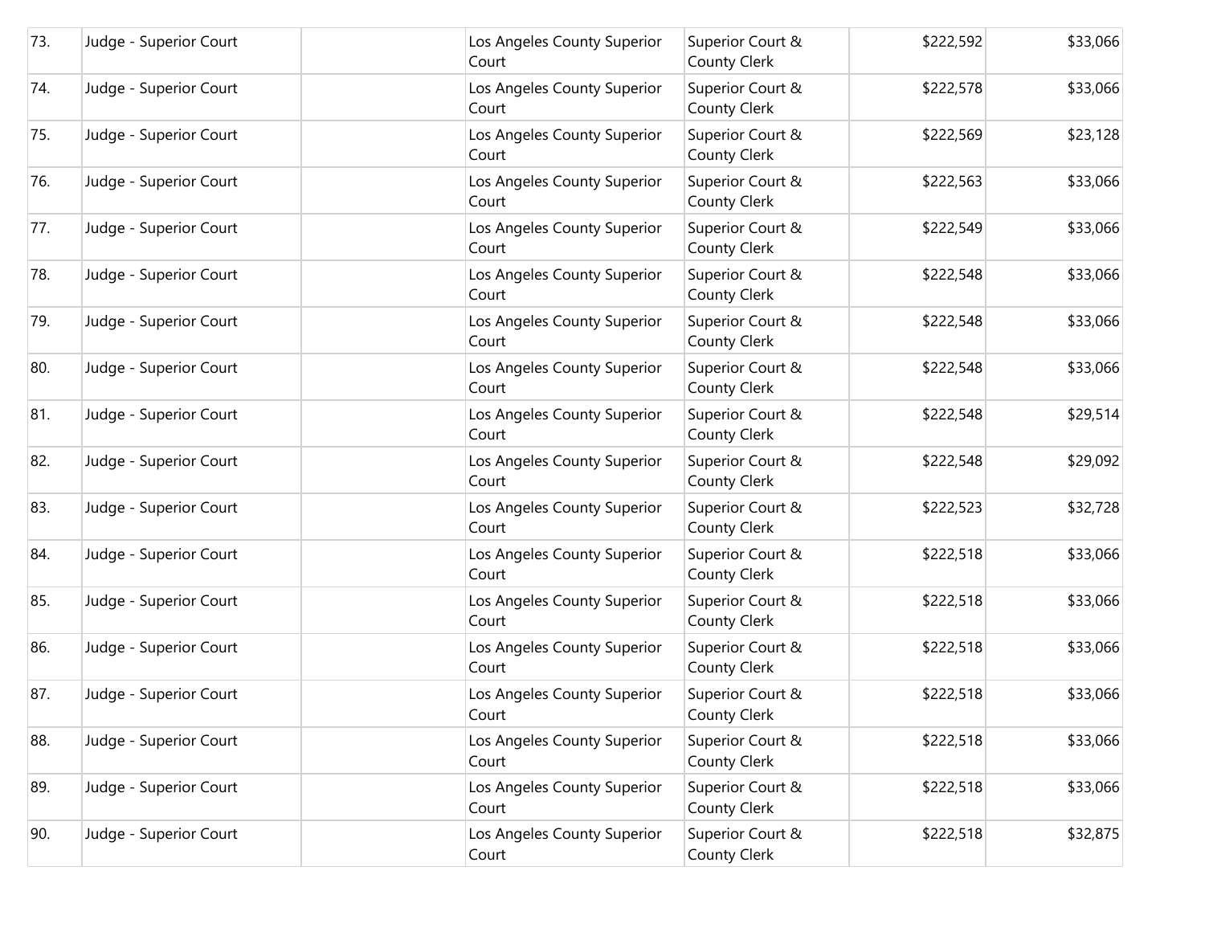| 73. | Judge - Superior Court | | Los Angeles County Superior Court | Superior Court & County Clerk | $222,592 | $33,066 |
|---|---|---|---|---|---|---|
| 74. | Judge - Superior Court | | Los Angeles County Superior Court | Superior Court & County Clerk | $222,578 | $33,066 |
| 75. | Judge - Superior Court | | Los Angeles County Superior Court | Superior Court & County Clerk | $222,569 | $23,128 |
| 76. | Judge - Superior Court | | Los Angeles County Superior Court | Superior Court & County Clerk | $222,563 | $33,066 |
| 77. | Judge - Superior Court | | Los Angeles County Superior Court | Superior Court & County Clerk | $222,549 | $33,066 |
| 78. | Judge - Superior Court | | Los Angeles County Superior Court | Superior Court & County Clerk | $222,548 | $33,066 |
| 79. | Judge - Superior Court | | Los Angeles County Superior Court | Superior Court & County Clerk | $222,548 | $33,066 |
| 80. | Judge - Superior Court | | Los Angeles County Superior Court | Superior Court & County Clerk | $222,548 | $33,066 |
| 81. | Judge - Superior Court | | Los Angeles County Superior Court | Superior Court & County Clerk | $222,548 | $29,514 |
| 82. | Judge - Superior Court | | Los Angeles County Superior Court | Superior Court & County Clerk | $222,548 | $29,092 |
| 83. | Judge - Superior Court | | Los Angeles County Superior Court | Superior Court & County Clerk | $222,523 | $32,728 |
| 84. | Judge - Superior Court | | Los Angeles County Superior Court | Superior Court & County Clerk | $222,518 | $33,066 |
| 85. | Judge - Superior Court | | Los Angeles County Superior Court | Superior Court & County Clerk | $222,518 | $33,066 |
| 86. | Judge - Superior Court | | Los Angeles County Superior Court | Superior Court & County Clerk | $222,518 | $33,066 |
| 87. | Judge - Superior Court | | Los Angeles County Superior Court | Superior Court & County Clerk | $222,518 | $33,066 |
| 88. | Judge - Superior Court | | Los Angeles County Superior Court | Superior Court & County Clerk | $222,518 | $33,066 |
| 89. | Judge - Superior Court | | Los Angeles County Superior Court | Superior Court & County Clerk | $222,518 | $33,066 |
| 90. | Judge - Superior Court | | Los Angeles County Superior Court | Superior Court & County Clerk | $222,518 | $32,875 |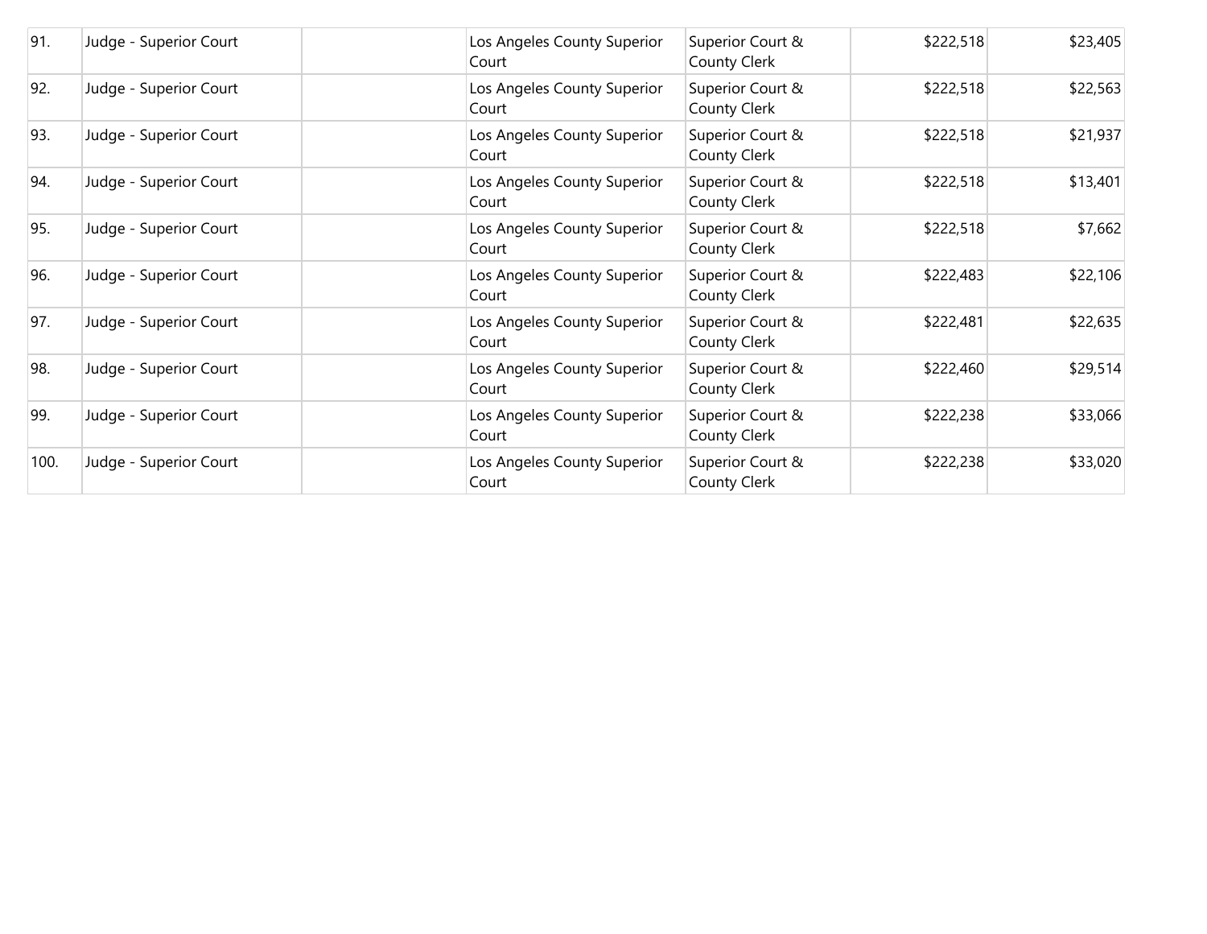| | | | | | | |
|---|---|---|---|---|---|---|
| 91. | Judge - Superior Court | | Los Angeles County Superior Court | Superior Court & County Clerk | $222,518 | $23,405 |
| 92. | Judge - Superior Court | | Los Angeles County Superior Court | Superior Court & County Clerk | $222,518 | $22,563 |
| 93. | Judge - Superior Court | | Los Angeles County Superior Court | Superior Court & County Clerk | $222,518 | $21,937 |
| 94. | Judge - Superior Court | | Los Angeles County Superior Court | Superior Court & County Clerk | $222,518 | $13,401 |
| 95. | Judge - Superior Court | | Los Angeles County Superior Court | Superior Court & County Clerk | $222,518 | $7,662 |
| 96. | Judge - Superior Court | | Los Angeles County Superior Court | Superior Court & County Clerk | $222,483 | $22,106 |
| 97. | Judge - Superior Court | | Los Angeles County Superior Court | Superior Court & County Clerk | $222,481 | $22,635 |
| 98. | Judge - Superior Court | | Los Angeles County Superior Court | Superior Court & County Clerk | $222,460 | $29,514 |
| 99. | Judge - Superior Court | | Los Angeles County Superior Court | Superior Court & County Clerk | $222,238 | $33,066 |
| 100. | Judge - Superior Court | | Los Angeles County Superior Court | Superior Court & County Clerk | $222,238 | $33,020 |